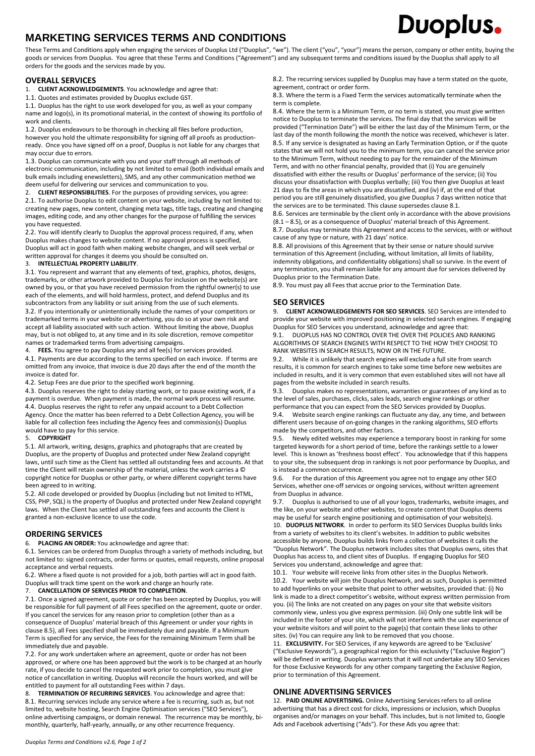# MARKETING SERVICES TERMS AND CONDITIONS

Duoplus.

These Terms and Conditions apply when engaging the services of Duoplus Ltd ("Duoplus", "we"). The client ("you", "your") means the person, company or other entity, buying the goods or services from Duoplus. You agree that these Terms and Conditions ("Agreement") and any subsequent terms and conditions issued by the Duoplus shall apply to all orders for the goods and the services made by you.

## OVERALL SERVICES

1. **CLIENT ACKNOWLEDGEMENTS**. You acknowledge and agree that:

1.1. Quotes and estimates provided by Duoplus exclude GST.

1.1. Duoplus has the right to use work developed for you, as well as your company name and logo(s), in its promotional material, in the context of showing its portfolio of work and clients.

1.2. Duoplus endeavours to be thorough in checking all files before production, however you hold the ultimate responsibility for signing off all proofs as production-ready. Once you have signed off on a proof, Duoplus is not liable for any charges that may occur due to errors.

1.3. Duoplus can communicate with you and your staff through all methods of electronic communication, including by not limited to email (both individual emails and bulk emails including enewsletters), SMS, and any other communication method we deem useful for delivering our services and communication to you.

2. **CLIENT RESPONSIBILITIES**. For the purposes of providing services, you agree:

2.1. To authorise Duoplus to edit content on your website, including by not limited to: creating new pages, new content, changing meta tags, title tags, creating and changing images, editing code, and any other changes for the purpose of fulfilling the services you have requested.

2.2. You will identify clearly to Duoplus the approval process required, if any, when Duoplus makes changes to website content. If no approval process is specified, Duoplus will act in good faith when making website changes, and will seek verbal or written approval for changes it deems you should be consulted on.

3. **INTELLECTUAL PROPERTY LIABILITY**.

3.1. You represent and warrant that any elements of text, graphics, photos, designs, trademarks, or other artwork provided to Duoplus for inclusion on the website(s) are owned by you, or that you have received permission from the rightful owner(s) to use each of the elements, and will hold harmless, protect, and defend Duoplus and its subcontractors from any liability or suit arising from the use of such elements.

3.2. If you intentionally or unintentionally include the names of your competitors or trademarked terms in your website or advertising, you do so at your own risk and accept all liability associated with such action. Without limiting the above, Duoplus may, but is not obliged to, at any time and in its sole discretion, remove competitor names or trademarked terms from advertising campaigns.

4. **FEES.** You agree to pay Duoplus any and all fee(s) for services provided.

4.1. Payments are due according to the terms specified on each invoice. If terms are omitted from any invoice, that invoice is due 20 days after the end of the month the invoice is dated for.

4.2. Setup Fees are due prior to the specified work beginning.

4.3. Duoplus reserves the right to delay starting work, or to pause existing work, if a payment is overdue. When payment is made, the normal work process will resume.

4.4. Duoplus reserves the right to refer any unpaid account to a Debt Collection Agency. Once the matter has been referred to a Debt Collection Agency, you will be liable for all collection fees including the Agency fees and commission(s) Duoplus would have to pay for this service.

5. **COPYRIGHT**

5.1. All artwork, writing, designs, graphics and photographs that are created by Duoplus, are the property of Duoplus and protected under New Zealand copyright laws, until such time as the Client has settled all outstanding fees and accounts. At that time the Client will retain ownership of the material, unless the work carries a © copyright notice for Duoplus or other party, or where different copyright terms have been agreed to in writing.

5.2. All code developed or provided by Duoplus (including but not limited to HTML, CSS, PHP, SQL) is the property of Duoplus and protected under New Zealand copyright laws. When the Client has settled all outstanding fees and accounts the Client is granted a non-exclusive licence to use the code.

## ORDERING SERVICES

6. **PLACING AN ORDER:** You acknowledge and agree that:

6.1. Services can be ordered from Duoplus through a variety of methods including, but not limited to: signed contracts, order forms or quotes, email requests, online proposal acceptance and verbal requests.

6.2. Where a fixed quote is not provided for a job, both parties will act in good faith. Duoplus will track time spent on the work and charge an hourly rate.

7. **CANCELLATION OF SERVICES PRIOR TO COMPLETION**.

7.1. Once a signed agreement, quote or order has been accepted by Duoplus, you will be responsible for full payment of all Fees specified on the agreement, quote or order. If you cancel the services for any reason prior to completion (other than as a consequence of Duoplus' material breach of this Agreement or under your rights in clause 8.5), all Fees specified shall be immediately due and payable. If a Minimum Term is specified for any service, the Fees for the remaining Minimum Term shall be immediately due and payable.

7.2. For any work undertaken where an agreement, quote or order has not been approved, or where one has been approved but the work is to be charged at an hourly rate, if you decide to cancel the requested work prior to completion, you must give notice of cancellation in writing. Duoplus will reconcile the hours worked, and will be entitled to payment for all outstanding Fees within 7 days.

8. **TERMINATION OF RECURRING SERVICES**. You acknowledge and agree that:

8.1. Recurring services include any service where a fee is recurring, such as, but not limited to, website hosting, Search Engine Optimisation services ("SEO Services"), online advertising campaigns, or domain renewal. The recurrence may be monthly, bi-monthly, quarterly, half-yearly, annually, or any other recurrence frequency.

8.2. The recurring services supplied by Duoplus may have a term stated on the quote, agreement, contract or order form.

8.3. Where the term is a Fixed Term the services automatically terminate when the term is complete.

8.4. Where the term is a Minimum Term, or no term is stated, you must give written notice to Duoplus to terminate the services. The final day that the services will be provided ("Termination Date") will be either the last day of the Minimum Term, or the last day of the month following the month the notice was received, whichever is later.

8.5. If any service is designated as having an Early Termination Option, or if the quote states that we will not hold you to the minimum term, you can cancel the service prior to the Minimum Term, without needing to pay for the remainder of the Minimum Term, and with no other financial penalty, provided that (i) You are genuinely dissatisfied with either the results or Duoplus' performance of the service; (ii) You discuss your dissatisfaction with Duoplus verbally; (iii) You then give Duoplus at least 21 days to fix the areas in which you are dissatisfied, and (iv) if, at the end of that period you are still genuinely dissatisfied, you give Duoplus 7 days written notice that the services are to be terminated. This clause supersedes clause 8.1.

8.6. Services are terminable by the client only in accordance with the above provisions (8.1 – 8.5), or as a consequence of Duoplus' material breach of this Agreement.

8.7. Duoplus may terminate this Agreement and access to the services, with or without cause of any type or nature, with 21 days' notice.

8.8. All provisions of this Agreement that by their sense or nature should survive termination of this Agreement (including, without limitation, all limits of liability, indemnity obligations, and confidentiality obligations) shall so survive. In the event of any termination, you shall remain liable for any amount due for services delivered by Duoplus prior to the Termination Date.

8.9. You must pay all Fees that accrue prior to the Termination Date.

## SEO SERVICES

9. **CLIENT ACKNOWLEDGEMENTS FOR SEO SERVICES**. SEO Services are intended to provide your website with improved positioning in selected search engines. If engaging Duoplus for SEO Services you understand, acknowledge and agree that:

9.1. DUOPLUS HAS NO CONTROL OVER THE OVER THE POLICIES AND RANKING ALGORITHMS OF SEARCH ENGINES WITH RESPECT TO THE HOW THEY CHOOSE TO RANK WEBSITES IN SEARCH RESULTS, NOW OR IN THE FUTURE.

9.2. While it is unlikely that search engines will exclude a full site from search results, it is common for search engines to take some time before new websites are included in results, and it is very common that even established sites will not have all pages from the website included in search results.

9.3. Duoplus makes no representations, warranties or guarantees of any kind as to the level of sales, purchases, clicks, sales leads, search engine rankings or other performance that you can expect from the SEO Services provided by Duoplus.

9.4. Website search engine rankings can fluctuate any day, any time, and between different users because of on-going changes in the ranking algorithms, SEO efforts made by the competitors, and other factors.

9.5. Newly edited websites may experience a temporary boost in ranking for some targeted keywords for a short period of time, before the rankings settle to a lower level. This is known as 'freshness boost effect'. You acknowledge that if this happens to your site, the subsequent drop in rankings is not poor performance by Duoplus, and is instead a common occurrence.

9.6. For the duration of this Agreement you agree not to engage any other SEO Services, whether one-off services or ongoing services, without written agreement from Duoplus in advance.

9.7. Duoplus is authorised to use of all your logos, trademarks, website images, and the like, on your website and other websites, to create content that Duoplus deems may be useful for search engine positioning and optimisation of your website(s).

10. **DUOPLUS NETWORK**. In order to perform its SEO Services Duoplus builds links from a variety of websites to its client's websites. In addition to public websites accessible by anyone, Duoplus builds links from a collection of websites it calls the "Duoplus Network". The Duoplus network includes sites that Duoplus owns, sites that Duoplus has access to, and client sites of Duoplus. If engaging Duoplus for SEO Services you understand, acknowledge and agree that:

10.1. Your website will receive links from other sites in the Duoplus Network.

10.2. Your website will join the Duoplus Network, and as such, Duoplus is permitted to add hyperlinks on your website that point to other websites, provided that: (i) No link is made to a direct competitor's website, without express written permission from you. (ii) The links are not created on any pages on your site that website visitors commonly view, unless you give express permission. (iii) Only one subtle link will be included in the footer of your site, which will not interfere with the user experience of your website visitors and will point to the page(s) that contain these links to other sites. (iv) You can require any link to be removed that you choose.

11. **EXCLUSIVITY.** For SEO Services, if any keywords are agreed to be 'Exclusive' ("Exclusive Keywords"), a geographical region for this exclusivity ("Exclusive Region") will be defined in writing. Duoplus warrants that it will not undertake any SEO Services for those Exclusive Keywords for any other company targeting the Exclusive Region, prior to termination of this Agreement.

## ONLINE ADVERTISING SERVICES

12. **PAID ONLINE ADVERTISING.** Online Advertising Services refers to all online advertising that has a direct cost for clicks, impressions or inclusion, which Duoplus organises and/or manages on your behalf. This includes, but is not limited to, Google Ads and Facebook advertising ("Ads"). For these Ads you agree that: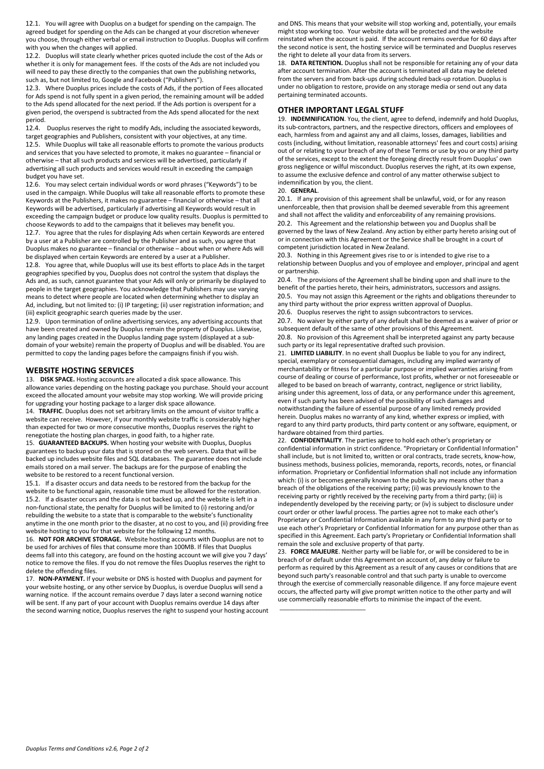12.1. You will agree with Duoplus on a budget for spending on the campaign. The agreed budget for spending on the Ads can be changed at your discretion whenever you choose, through either verbal or email instruction to Duoplus. Duoplus will confirm with you when the changes will applied.

12.2. Duoplus will state clearly whether prices quoted include the cost of the Ads or whether it is only for management fees. If the costs of the Ads are not included you will need to pay these directly to the companies that own the publishing networks, such as, but not limited to, Google and Facebook ("Publishers").

12.3. Where Duoplus prices include the costs of Ads, if the portion of Fees allocated for Ads spend is not fully spent in a given period, the remaining amount will be added to the Ads spend allocated for the next period. If the Ads portion is overspent for a given period, the overspend is subtracted from the Ads spend allocated for the next period.

12.4. Duoplus reserves the right to modify Ads, including the associated keywords, target geographies and Publishers, consistent with your objectives, at any time.

12.5. While Duoplus will take all reasonable efforts to promote the various products and services that you have selected to promote, it makes no guarantee – financial or otherwise – that all such products and services will be advertised, particularly if advertising all such products and services would result in exceeding the campaign budget you have set.

12.6. You may select certain individual words or word phrases ("Keywords") to be used in the campaign. While Duoplus will take all reasonable efforts to promote these Keywords at the Publishers, it makes no guarantee – financial or otherwise – that all Keywords will be advertised, particularly if advertising all Keywords would result in exceeding the campaign budget or produce low quality results. Duoplus is permitted to choose Keywords to add to the campaigns that it believes may benefit you.

12.7. You agree that the rules for displaying Ads when certain Keywords are entered by a user at a Publisher are controlled by the Publisher and as such, you agree that Duoplus makes no guarantee – financial or otherwise – about when or where Ads will be displayed when certain Keywords are entered by a user at a Publisher.

12.8. You agree that, while Duoplus will use its best efforts to place Ads in the target geographies specified by you, Duoplus does not control the system that displays the Ads and, as such, cannot guarantee that your Ads will only or primarily be displayed to people in the target geographies. You acknowledge that Publishers may use varying means to detect where people are located when determining whether to display an Ad, including, but not limited to: (i) IP targeting; (ii) user registration information; and (iii) explicit geographic search queries made by the user.

12.9. Upon termination of online advertising services, any advertising accounts that have been created and owned by Duoplus remain the property of Duoplus. Likewise, any landing pages created in the Duoplus landing page system (displayed at a sub-domain of your website) remain the property of Duoplus and will be disabled. You are permitted to copy the landing pages before the campaigns finish if you wish.

## WEBSITE HOSTING SERVICES

13. **DISK SPACE.** Hosting accounts are allocated a disk space allowance. This allowance varies depending on the hosting package you purchase. Should your account exceed the allocated amount your website may stop working. We will provide pricing for upgrading your hosting package to a larger disk space allowance.

14. **TRAFFIC**. Duoplus does not set arbitrary limits on the amount of visitor traffic a website can receive. However, if your monthly website traffic is considerably higher than expected for two or more consecutive months, Duoplus reserves the right to renegotiate the hosting plan charges, in good faith, to a higher rate.

15. **GUARANTEED BACKUPS.** When hosting your website with Duoplus, Duoplus guarantees to backup your data that is stored on the web servers. Data that will be backed up includes website files and SQL databases. The guarantee does not include emails stored on a mail server. The backups are for the purpose of enabling the website to be restored to a recent functional version.

15.1. If a disaster occurs and data needs to be restored from the backup for the website to be functional again, reasonable time must be allowed for the restoration.

15.2. If a disaster occurs and the data is not backed up, and the website is left in a non-functional state, the penalty for Duoplus will be limited to (i) restoring and/or rebuilding the website to a state that is comparable to the website's functionality anytime in the one month prior to the disaster, at no cost to you, and (ii) providing free website hosting to you for that website for the following 12 months.

16. **NOT FOR ARCHIVE STORAGE.** Website hosting accounts with Duoplus are not to be used for archives of files that consume more than 100MB. If files that Duoplus deems fall into this category, are found on the hosting account we will give you 7 days' notice to remove the files. If you do not remove the files Duoplus reserves the right to delete the offending files.

17. **NON-PAYMENT.** If your website or DNS is hosted with Duoplus and payment for your website hosting, or any other service by Duoplus, is overdue Duoplus will send a warning notice. If the account remains overdue 7 days later a second warning notice will be sent. If any part of your account with Duoplus remains overdue 14 days after the second warning notice, Duoplus reserves the right to suspend your hosting account and DNS. This means that your website will stop working and, potentially, your emails might stop working too. Your website data will be protected and the website reinstated when the account is paid. If the account remains overdue for 60 days after the second notice is sent, the hosting service will be terminated and Duoplus reserves the right to delete all your data from its servers.

18. **DATA RETENTION.** Duoplus shall not be responsible for retaining any of your data after account termination. After the account is terminated all data may be deleted from the servers and from back-ups during scheduled back-up rotation. Duoplus is under no obligation to restore, provide on any storage media or send out any data pertaining terminated accounts.

## OTHER IMPORTANT LEGAL STUFF

19. **INDEMNIFICATION**. You, the client, agree to defend, indemnify and hold Duoplus, its sub-contractors, partners, and the respective directors, officers and employees of each, harmless from and against any and all claims, losses, damages, liabilities and costs (including, without limitation, reasonable attorneys' fees and court costs) arising out of or relating to your breach of any of these Terms or use by you or any third party of the services, except to the extent the foregoing directly result from Duoplus' own gross negligence or wilful misconduct. Duoplus reserves the right, at its own expense, to assume the exclusive defence and control of any matter otherwise subject to indemnification by you, the client.

20. **GENERAL**.

20.1. If any provision of this agreement shall be unlawful, void, or for any reason unenforceable, then that provision shall be deemed severable from this agreement and shall not affect the validity and enforceability of any remaining provisions.

20.2. This Agreement and the relationship between you and Duoplus shall be governed by the laws of New Zealand. Any action by either party hereto arising out of or in connection with this Agreement or the Service shall be brought in a court of competent jurisdiction located in New Zealand.

20.3. Nothing in this Agreement gives rise to or is intended to give rise to a relationship between Duoplus and you of employee and employer, principal and agent or partnership.

20.4. The provisions of the Agreement shall be binding upon and shall inure to the benefit of the parties hereto, their heirs, administrators, successors and assigns.

20.5. You may not assign this Agreement or the rights and obligations thereunder to any third party without the prior express written approval of Duoplus.

20.6. Duoplus reserves the right to assign subcontractors to services.

20.7. No waiver by either party of any default shall be deemed as a waiver of prior or subsequent default of the same of other provisions of this Agreement.

20.8. No provision of this Agreement shall be interpreted against any party because such party or its legal representative drafted such provision.

21. **LIMITED LIABILITY**. In no event shall Duoplus be liable to you for any indirect, special, exemplary or consequential damages, including any implied warranty of merchantability or fitness for a particular purpose or implied warranties arising from course of dealing or course of performance, lost profits, whether or not foreseeable or alleged to be based on breach of warranty, contract, negligence or strict liability, arising under this agreement, loss of data, or any performance under this agreement, even if such party has been advised of the possibility of such damages and notwithstanding the failure of essential purpose of any limited remedy provided herein. Duoplus makes no warranty of any kind, whether express or implied, with regard to any third party products, third party content or any software, equipment, or hardware obtained from third parties.

22. **CONFIDENTIALITY**. The parties agree to hold each other's proprietary or confidential information in strict confidence. "Proprietary or Confidential Information" shall include, but is not limited to, written or oral contracts, trade secrets, know-how, business methods, business policies, memoranda, reports, records, notes, or financial information. Proprietary or Confidential Information shall not include any information which: (i) is or becomes generally known to the public by any means other than a breach of the obligations of the receiving party; (ii) was previously known to the receiving party or rightly received by the receiving party from a third party; (iii) is independently developed by the receiving party; or (iv) is subject to disclosure under court order or other lawful process. The parties agree not to make each other's Proprietary or Confidential Information available in any form to any third party or to use each other's Proprietary or Confidential Information for any purpose other than as specified in this Agreement. Each party's Proprietary or Confidential Information shall remain the sole and exclusive property of that party.

23. **FORCE MAJEURE**. Neither party will be liable for, or will be considered to be in breach of or default under this Agreement on account of, any delay or failure to perform as required by this Agreement as a result of any causes or conditions that are beyond such party's reasonable control and that such party is unable to overcome through the exercise of commercially reasonable diligence. If any force majeure event occurs, the affected party will give prompt written notice to the other party and will use commercially reasonable efforts to minimise the impact of the event.